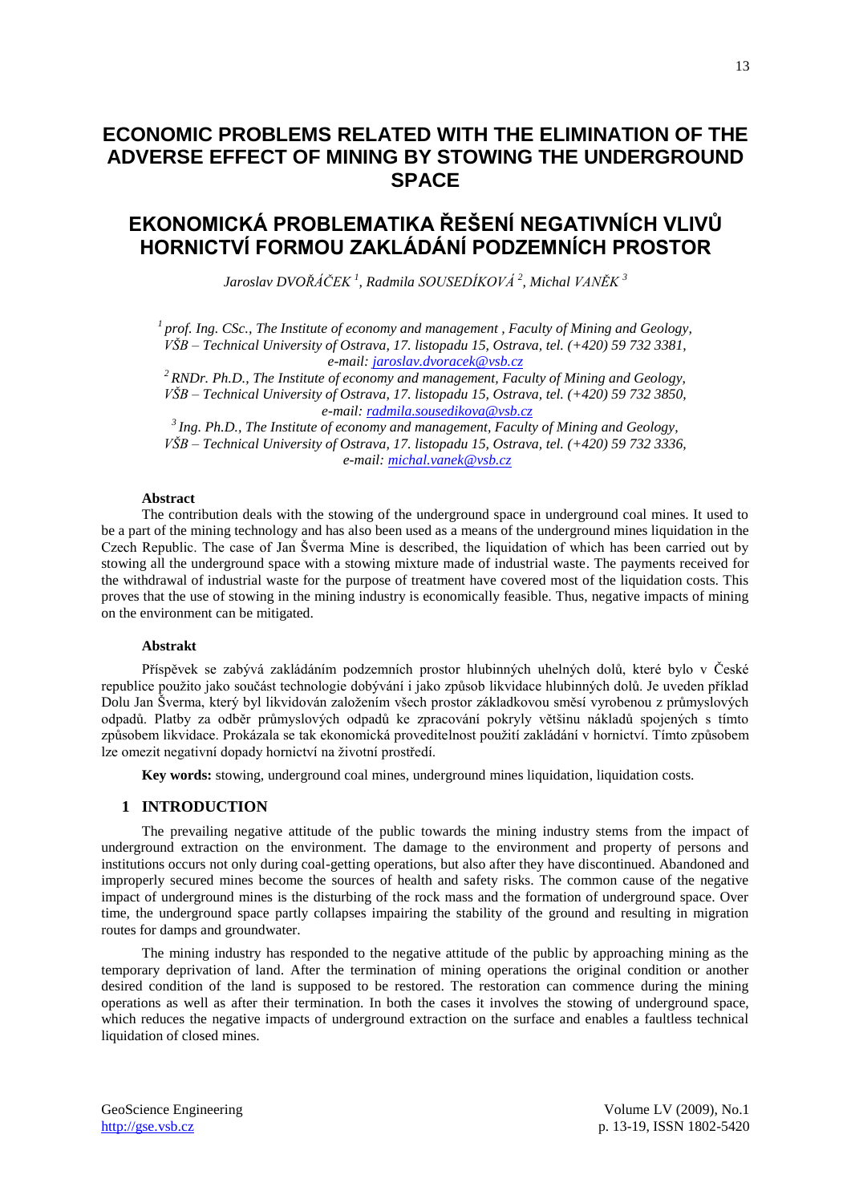# ECONOMIC PROBLEMS RELATED WITH THE ELIMINATION OF THE ADVERSE EFFECT OF MINING BY STOWING THE UNDERGROUND SPACE

# EKONOMICKÁ PROBLEMATIKA ŘEŠENÍ NEGATIVNÍCH VLIVŮ HORNICTVÍ FORMOU ZAKLÁDÁNÍ PODZEMNÍCH PROSTOR

*Jaroslav DVOŘÁČEK [1], Radmila SOUSEDÍKOVÁ [2], Michal VANĚK [3]*

*[1] prof. Ing. CSc., The Institute of economy and management , Faculty of Mining and Geology, VŠB – Technical University of Ostrava, 17. listopadu 15, Ostrava, tel. (+420) 59 732 3381, e-mail: jaroslav.dvoracek@vsb.cz*

*[2] RNDr. Ph.D., The Institute of economy and management, Faculty of Mining and Geology, VŠB – Technical University of Ostrava, 17. listopadu 15, Ostrava, tel. (+420) 59 732 3850, e-mail: radmila.sousedikova@vsb.cz*

*[3] Ing. Ph.D., The Institute of economy and management, Faculty of Mining and Geology, VŠB – Technical University of Ostrava, 17. listopadu 15, Ostrava, tel. (+420) 59 732 3336, e-mail: michal.vanek@vsb.cz*

#### Abstract

The contribution deals with the stowing of the underground space in underground coal mines. It used to be a part of the mining technology and has also been used as a means of the underground mines liquidation in the Czech Republic. The case of Jan Šverma Mine is described, the liquidation of which has been carried out by stowing all the underground space with a stowing mixture made of industrial waste. The payments received for the withdrawal of industrial waste for the purpose of treatment have covered most of the liquidation costs. This proves that the use of stowing in the mining industry is economically feasible. Thus, negative impacts of mining on the environment can be mitigated.

#### Abstrakt

Příspěvek se zabývá zakládáním podzemních prostor hlubinných uhelných dolů, které bylo v České republice použito jako součást technologie dobývání i jako způsob likvidace hlubinných dolů. Je uveden příklad Dolu Jan Šverma, který byl likvidován založením všech prostor základkovou směsí vyrobenou z průmyslových odpadů. Platby za odběr průmyslových odpadů ke zpracování pokryly většinu nákladů spojených s tímto způsobem likvidace. Prokázala se tak ekonomická proveditelnost použití zakládání v hornictví. Tímto způsobem lze omezit negativní dopady hornictví na životní prostředí.

**Key words:** stowing, underground coal mines, underground mines liquidation, liquidation costs.

## 1 INTRODUCTION

The prevailing negative attitude of the public towards the mining industry stems from the impact of underground extraction on the environment. The damage to the environment and property of persons and institutions occurs not only during coal-getting operations, but also after they have discontinued. Abandoned and improperly secured mines become the sources of health and safety risks. The common cause of the negative impact of underground mines is the disturbing of the rock mass and the formation of underground space. Over time, the underground space partly collapses impairing the stability of the ground and resulting in migration routes for damps and groundwater.

The mining industry has responded to the negative attitude of the public by approaching mining as the temporary deprivation of land. After the termination of mining operations the original condition or another desired condition of the land is supposed to be restored. The restoration can commence during the mining operations as well as after their termination. In both the cases it involves the stowing of underground space, which reduces the negative impacts of underground extraction on the surface and enables a faultless technical liquidation of closed mines.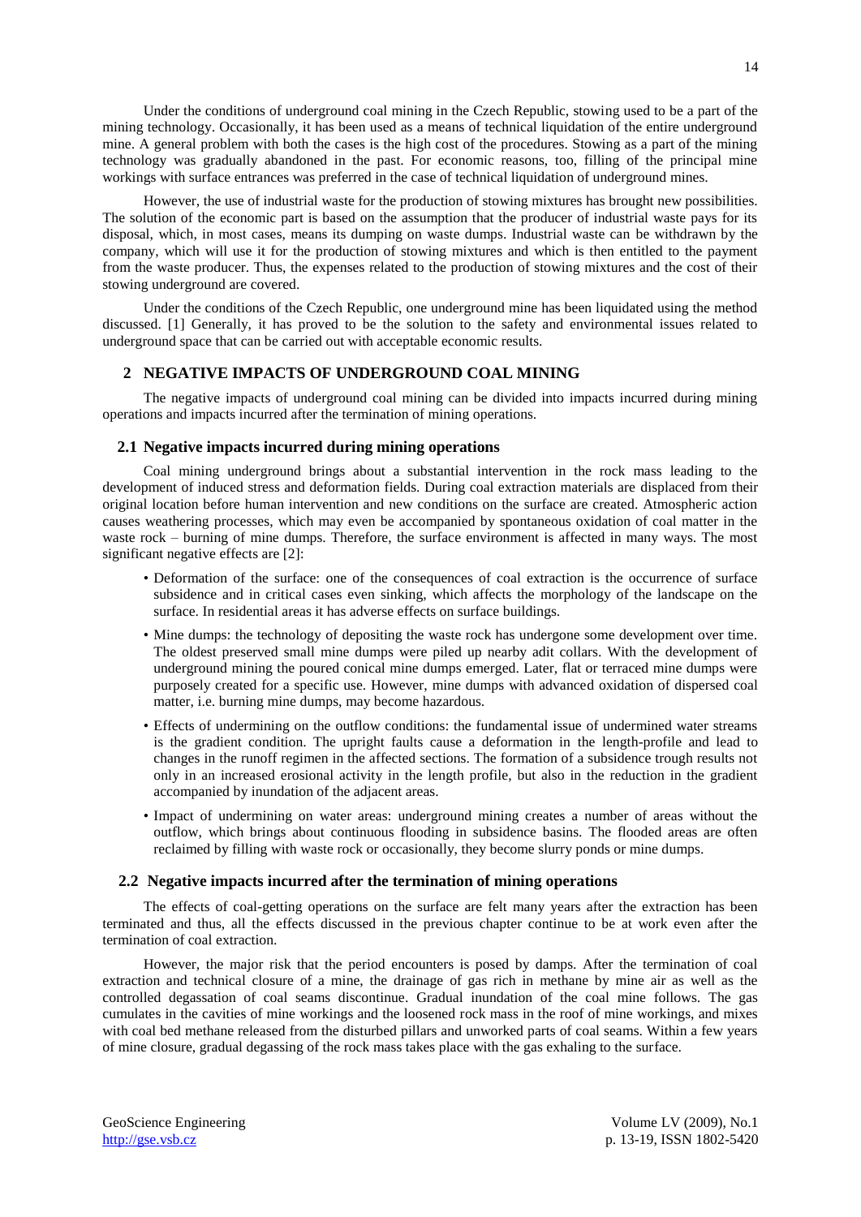Under the conditions of underground coal mining in the Czech Republic, stowing used to be a part of the mining technology. Occasionally, it has been used as a means of technical liquidation of the entire underground mine. A general problem with both the cases is the high cost of the procedures. Stowing as a part of the mining technology was gradually abandoned in the past. For economic reasons, too, filling of the principal mine workings with surface entrances was preferred in the case of technical liquidation of underground mines.

However, the use of industrial waste for the production of stowing mixtures has brought new possibilities. The solution of the economic part is based on the assumption that the producer of industrial waste pays for its disposal, which, in most cases, means its dumping on waste dumps. Industrial waste can be withdrawn by the company, which will use it for the production of stowing mixtures and which is then entitled to the payment from the waste producer. Thus, the expenses related to the production of stowing mixtures and the cost of their stowing underground are covered.

Under the conditions of the Czech Republic, one underground mine has been liquidated using the method discussed. [1] Generally, it has proved to be the solution to the safety and environmental issues related to underground space that can be carried out with acceptable economic results.

## 2 NEGATIVE IMPACTS OF UNDERGROUND COAL MINING

The negative impacts of underground coal mining can be divided into impacts incurred during mining operations and impacts incurred after the termination of mining operations.

### 2.1 Negative impacts incurred during mining operations

Coal mining underground brings about a substantial intervention in the rock mass leading to the development of induced stress and deformation fields. During coal extraction materials are displaced from their original location before human intervention and new conditions on the surface are created. Atmospheric action causes weathering processes, which may even be accompanied by spontaneous oxidation of coal matter in the waste rock – burning of mine dumps. Therefore, the surface environment is affected in many ways. The most significant negative effects are [2]:

- Deformation of the surface: one of the consequences of coal extraction is the occurrence of surface subsidence and in critical cases even sinking, which affects the morphology of the landscape on the surface. In residential areas it has adverse effects on surface buildings.
- Mine dumps: the technology of depositing the waste rock has undergone some development over time. The oldest preserved small mine dumps were piled up nearby adit collars. With the development of underground mining the poured conical mine dumps emerged. Later, flat or terraced mine dumps were purposely created for a specific use. However, mine dumps with advanced oxidation of dispersed coal matter, i.e. burning mine dumps, may become hazardous.
- Effects of undermining on the outflow conditions: the fundamental issue of undermined water streams is the gradient condition. The upright faults cause a deformation in the length-profile and lead to changes in the runoff regimen in the affected sections. The formation of a subsidence trough results not only in an increased erosional activity in the length profile, but also in the reduction in the gradient accompanied by inundation of the adjacent areas.
- Impact of undermining on water areas: underground mining creates a number of areas without the outflow, which brings about continuous flooding in subsidence basins. The flooded areas are often reclaimed by filling with waste rock or occasionally, they become slurry ponds or mine dumps.

### 2.2 Negative impacts incurred after the termination of mining operations

The effects of coal-getting operations on the surface are felt many years after the extraction has been terminated and thus, all the effects discussed in the previous chapter continue to be at work even after the termination of coal extraction.

However, the major risk that the period encounters is posed by damps. After the termination of coal extraction and technical closure of a mine, the drainage of gas rich in methane by mine air as well as the controlled degassation of coal seams discontinue. Gradual inundation of the coal mine follows. The gas cumulates in the cavities of mine workings and the loosened rock mass in the roof of mine workings, and mixes with coal bed methane released from the disturbed pillars and unworked parts of coal seams. Within a few years of mine closure, gradual degassing of the rock mass takes place with the gas exhaling to the surface.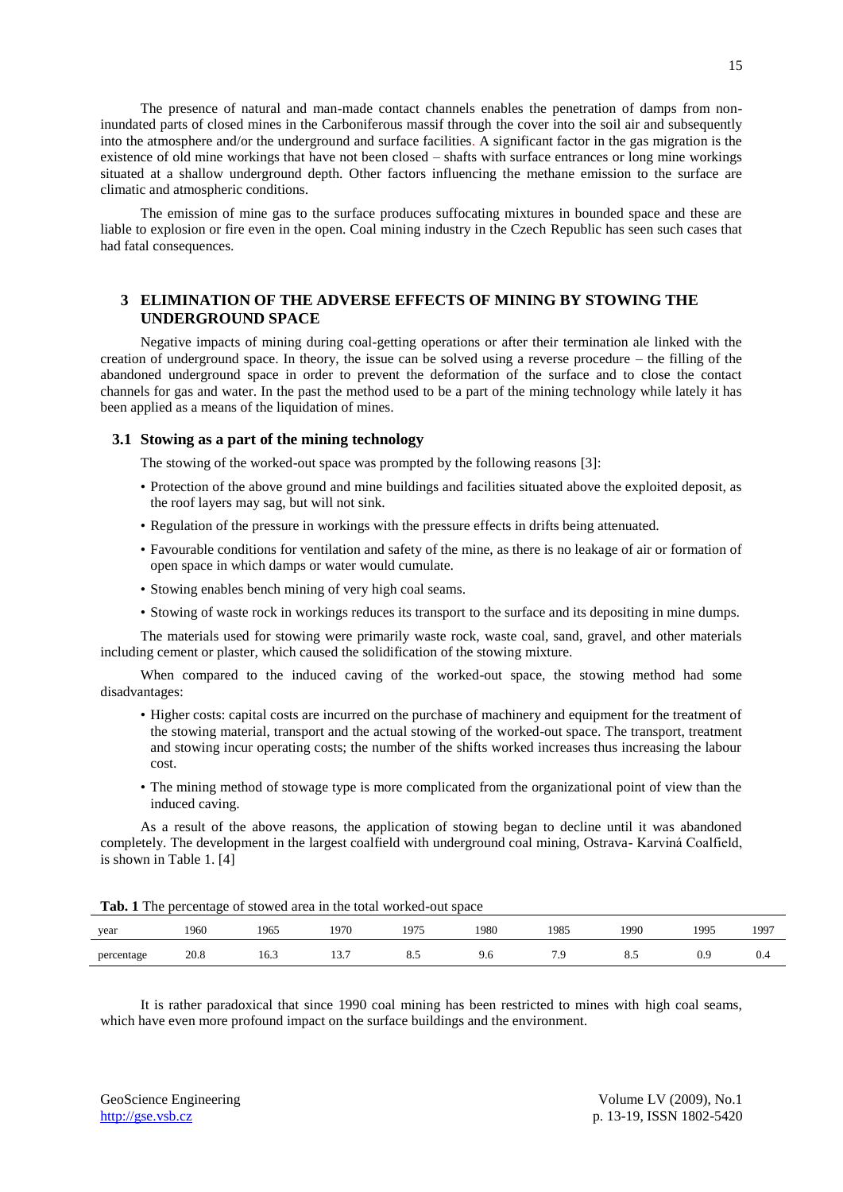The presence of natural and man-made contact channels enables the penetration of damps from non-inundated parts of closed mines in the Carboniferous massif through the cover into the soil air and subsequently into the atmosphere and/or the underground and surface facilities. A significant factor in the gas migration is the existence of old mine workings that have not been closed – shafts with surface entrances or long mine workings situated at a shallow underground depth. Other factors influencing the methane emission to the surface are climatic and atmospheric conditions.

The emission of mine gas to the surface produces suffocating mixtures in bounded space and these are liable to explosion or fire even in the open. Coal mining industry in the Czech Republic has seen such cases that had fatal consequences.

## 3 ELIMINATION OF THE ADVERSE EFFECTS OF MINING BY STOWING THE UNDERGROUND SPACE

Negative impacts of mining during coal-getting operations or after their termination ale linked with the creation of underground space. In theory, the issue can be solved using a reverse procedure – the filling of the abandoned underground space in order to prevent the deformation of the surface and to close the contact channels for gas and water. In the past the method used to be a part of the mining technology while lately it has been applied as a means of the liquidation of mines.

### 3.1 Stowing as a part of the mining technology

The stowing of the worked-out space was prompted by the following reasons [3]:

- Protection of the above ground and mine buildings and facilities situated above the exploited deposit, as the roof layers may sag, but will not sink.
- Regulation of the pressure in workings with the pressure effects in drifts being attenuated.
- Favourable conditions for ventilation and safety of the mine, as there is no leakage of air or formation of open space in which damps or water would cumulate.
- Stowing enables bench mining of very high coal seams.
- Stowing of waste rock in workings reduces its transport to the surface and its depositing in mine dumps.

The materials used for stowing were primarily waste rock, waste coal, sand, gravel, and other materials including cement or plaster, which caused the solidification of the stowing mixture.

When compared to the induced caving of the worked-out space, the stowing method had some disadvantages:

- Higher costs: capital costs are incurred on the purchase of machinery and equipment for the treatment of the stowing material, transport and the actual stowing of the worked-out space. The transport, treatment and stowing incur operating costs; the number of the shifts worked increases thus increasing the labour cost.
- The mining method of stowage type is more complicated from the organizational point of view than the induced caving.

As a result of the above reasons, the application of stowing began to decline until it was abandoned completely. The development in the largest coalfield with underground coal mining, Ostrava- Karviná Coalfield, is shown in Table 1. [4]

**Tab. 1** The percentage of stowed area in the total worked-out space

| year | 1960 | 1965 | 1970 | 1975 | 1980 | 1985 | 1990 | 1995 | 1997 |
|---|---|---|---|---|---|---|---|---|---|
| percentage | 20.8 | 16.3 | 13.7 | 8.5 | 9.6 | 7.9 | 8.5 | 0.9 | 0.4 |

It is rather paradoxical that since 1990 coal mining has been restricted to mines with high coal seams, which have even more profound impact on the surface buildings and the environment.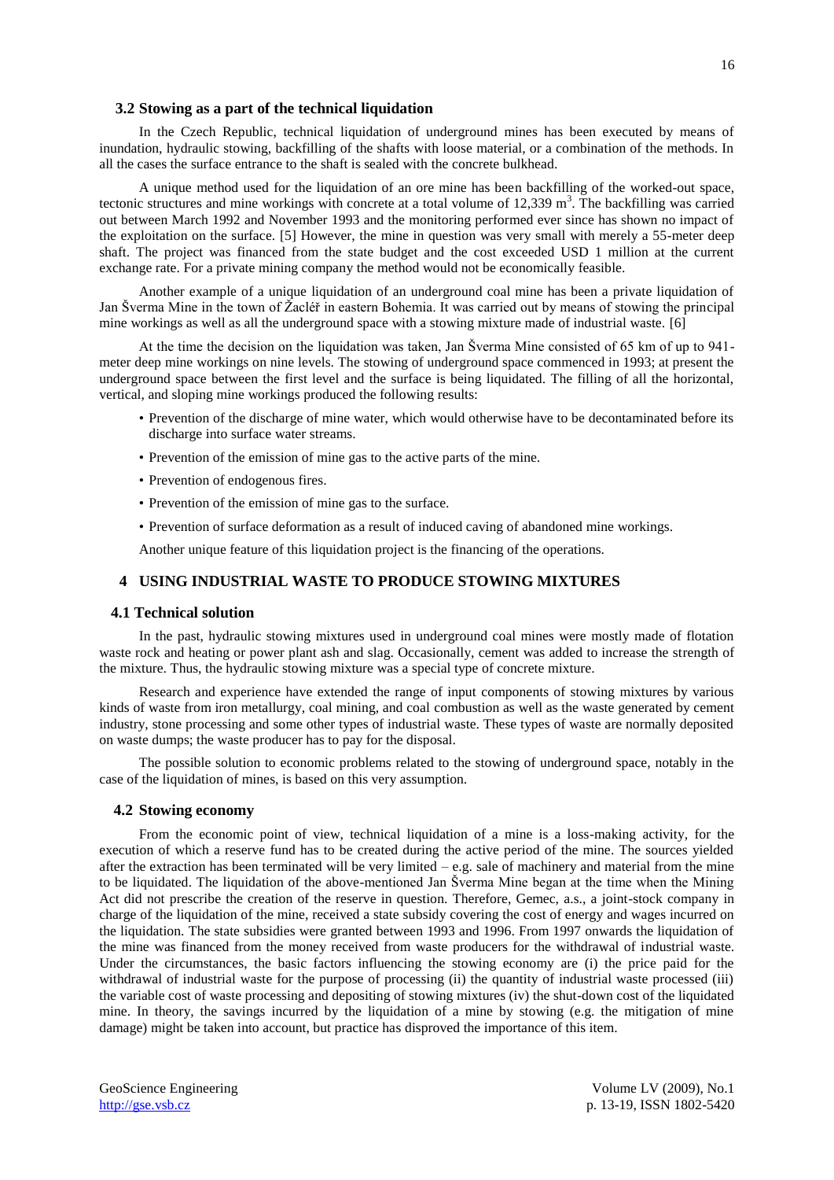### 3.2 Stowing as a part of the technical liquidation

In the Czech Republic, technical liquidation of underground mines has been executed by means of inundation, hydraulic stowing, backfilling of the shafts with loose material, or a combination of the methods. In all the cases the surface entrance to the shaft is sealed with the concrete bulkhead.

A unique method used for the liquidation of an ore mine has been backfilling of the worked-out space, tectonic structures and mine workings with concrete at a total volume of 12,339 $m^3$. The backfilling was carried out between March 1992 and November 1993 and the monitoring performed ever since has shown no impact of the exploitation on the surface. [5] However, the mine in question was very small with merely a 55-meter deep shaft. The project was financed from the state budget and the cost exceeded USD 1 million at the current exchange rate. For a private mining company the method would not be economically feasible.

Another example of a unique liquidation of an underground coal mine has been a private liquidation of Jan Šverma Mine in the town of Žacléř in eastern Bohemia. It was carried out by means of stowing the principal mine workings as well as all the underground space with a stowing mixture made of industrial waste. [6]

At the time the decision on the liquidation was taken, Jan Šverma Mine consisted of 65 km of up to 941-meter deep mine workings on nine levels. The stowing of underground space commenced in 1993; at present the underground space between the first level and the surface is being liquidated. The filling of all the horizontal, vertical, and sloping mine workings produced the following results:

- Prevention of the discharge of mine water, which would otherwise have to be decontaminated before its discharge into surface water streams.
- Prevention of the emission of mine gas to the active parts of the mine.
- Prevention of endogenous fires.
- Prevention of the emission of mine gas to the surface.
- Prevention of surface deformation as a result of induced caving of abandoned mine workings.

Another unique feature of this liquidation project is the financing of the operations.

## 4 USING INDUSTRIAL WASTE TO PRODUCE STOWING MIXTURES

### 4.1 Technical solution

In the past, hydraulic stowing mixtures used in underground coal mines were mostly made of flotation waste rock and heating or power plant ash and slag. Occasionally, cement was added to increase the strength of the mixture. Thus, the hydraulic stowing mixture was a special type of concrete mixture.

Research and experience have extended the range of input components of stowing mixtures by various kinds of waste from iron metallurgy, coal mining, and coal combustion as well as the waste generated by cement industry, stone processing and some other types of industrial waste. These types of waste are normally deposited on waste dumps; the waste producer has to pay for the disposal.

The possible solution to economic problems related to the stowing of underground space, notably in the case of the liquidation of mines, is based on this very assumption.

### 4.2 Stowing economy

From the economic point of view, technical liquidation of a mine is a loss-making activity, for the execution of which a reserve fund has to be created during the active period of the mine. The sources yielded after the extraction has been terminated will be very limited – e.g. sale of machinery and material from the mine to be liquidated. The liquidation of the above-mentioned Jan Šverma Mine began at the time when the Mining Act did not prescribe the creation of the reserve in question. Therefore, Gemec, a.s., a joint-stock company in charge of the liquidation of the mine, received a state subsidy covering the cost of energy and wages incurred on the liquidation. The state subsidies were granted between 1993 and 1996. From 1997 onwards the liquidation of the mine was financed from the money received from waste producers for the withdrawal of industrial waste. Under the circumstances, the basic factors influencing the stowing economy are (i) the price paid for the withdrawal of industrial waste for the purpose of processing (ii) the quantity of industrial waste processed (iii) the variable cost of waste processing and depositing of stowing mixtures (iv) the shut-down cost of the liquidated mine. In theory, the savings incurred by the liquidation of a mine by stowing (e.g. the mitigation of mine damage) might be taken into account, but practice has disproved the importance of this item.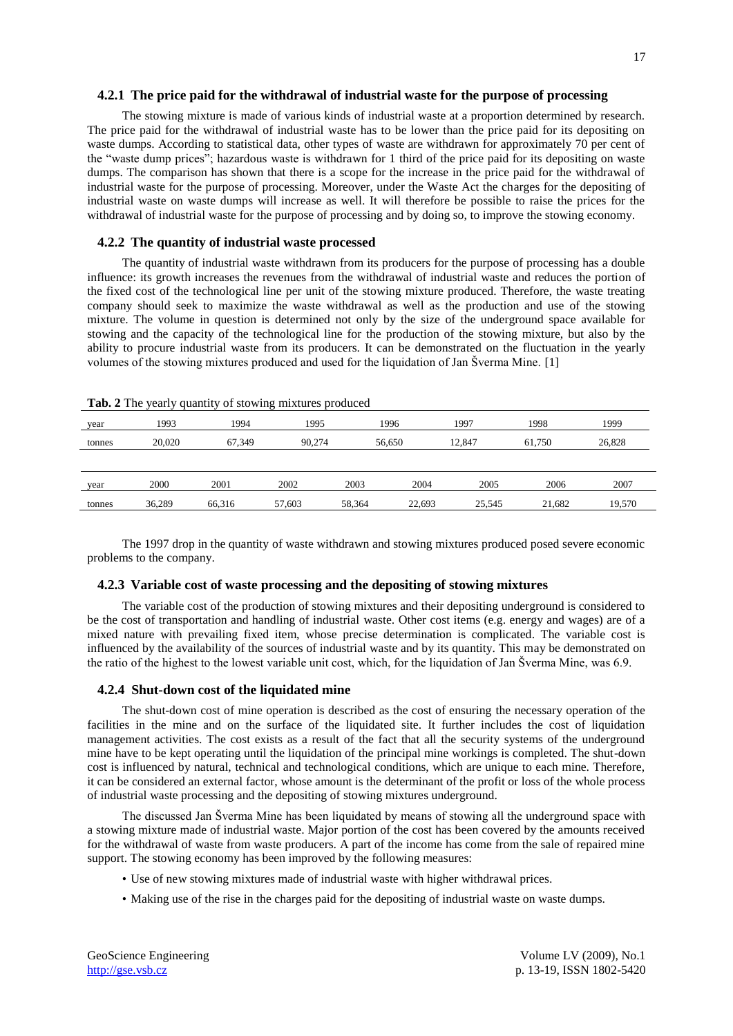### 4.2.1 The price paid for the withdrawal of industrial waste for the purpose of processing

The stowing mixture is made of various kinds of industrial waste at a proportion determined by research. The price paid for the withdrawal of industrial waste has to be lower than the price paid for its depositing on waste dumps. According to statistical data, other types of waste are withdrawn for approximately 70 per cent of the "waste dump prices"; hazardous waste is withdrawn for 1 third of the price paid for its depositing on waste dumps. The comparison has shown that there is a scope for the increase in the price paid for the withdrawal of industrial waste for the purpose of processing. Moreover, under the Waste Act the charges for the depositing of industrial waste on waste dumps will increase as well. It will therefore be possible to raise the prices for the withdrawal of industrial waste for the purpose of processing and by doing so, to improve the stowing economy.

### 4.2.2 The quantity of industrial waste processed

The quantity of industrial waste withdrawn from its producers for the purpose of processing has a double influence: its growth increases the revenues from the withdrawal of industrial waste and reduces the portion of the fixed cost of the technological line per unit of the stowing mixture produced. Therefore, the waste treating company should seek to maximize the waste withdrawal as well as the production and use of the stowing mixture. The volume in question is determined not only by the size of the underground space available for stowing and the capacity of the technological line for the production of the stowing mixture, but also by the ability to procure industrial waste from its producers. It can be demonstrated on the fluctuation in the yearly volumes of the stowing mixtures produced and used for the liquidation of Jan Šverma Mine. [1]

**Tab. 2** The yearly quantity of stowing mixtures produced

| year | 1993 | 1994 | 1995 | 1996 | 1997 | 1998 | 1999 |
|---|---|---|---|---|---|---|---|
| tonnes | 20,020 | 67,349 | 90,274 | 56,650 | 12,847 | 61,750 | 26,828 |

| year | 2000 | 2001 | 2002 | 2003 | 2004 | 2005 | 2006 | 2007 |
|---|---|---|---|---|---|---|---|---|
| tonnes | 36,289 | 66,316 | 57,603 | 58,364 | 22,693 | 25,545 | 21,682 | 19,570 |

The 1997 drop in the quantity of waste withdrawn and stowing mixtures produced posed severe economic problems to the company.

### 4.2.3 Variable cost of waste processing and the depositing of stowing mixtures

The variable cost of the production of stowing mixtures and their depositing underground is considered to be the cost of transportation and handling of industrial waste. Other cost items (e.g. energy and wages) are of a mixed nature with prevailing fixed item, whose precise determination is complicated. The variable cost is influenced by the availability of the sources of industrial waste and by its quantity. This may be demonstrated on the ratio of the highest to the lowest variable unit cost, which, for the liquidation of Jan Šverma Mine, was 6.9.

### 4.2.4 Shut-down cost of the liquidated mine

The shut-down cost of mine operation is described as the cost of ensuring the necessary operation of the facilities in the mine and on the surface of the liquidated site. It further includes the cost of liquidation management activities. The cost exists as a result of the fact that all the security systems of the underground mine have to be kept operating until the liquidation of the principal mine workings is completed. The shut-down cost is influenced by natural, technical and technological conditions, which are unique to each mine. Therefore, it can be considered an external factor, whose amount is the determinant of the profit or loss of the whole process of industrial waste processing and the depositing of stowing mixtures underground.

The discussed Jan Šverma Mine has been liquidated by means of stowing all the underground space with a stowing mixture made of industrial waste. Major portion of the cost has been covered by the amounts received for the withdrawal of waste from waste producers. A part of the income has come from the sale of repaired mine support. The stowing economy has been improved by the following measures:

- Use of new stowing mixtures made of industrial waste with higher withdrawal prices.
- Making use of the rise in the charges paid for the depositing of industrial waste on waste dumps.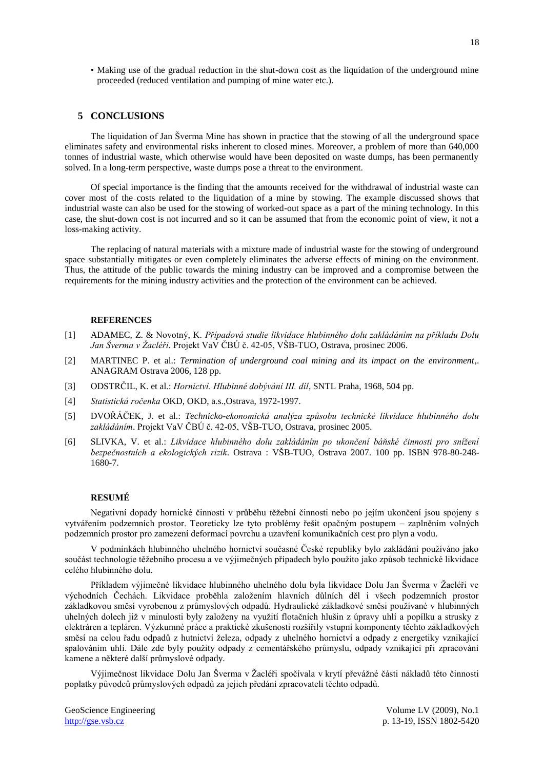- Making use of the gradual reduction in the shut-down cost as the liquidation of the underground mine proceeded (reduced ventilation and pumping of mine water etc.).

## 5 CONCLUSIONS

The liquidation of Jan Šverma Mine has shown in practice that the stowing of all the underground space eliminates safety and environmental risks inherent to closed mines. Moreover, a problem of more than 640,000 tonnes of industrial waste, which otherwise would have been deposited on waste dumps, has been permanently solved. In a long-term perspective, waste dumps pose a threat to the environment.

Of special importance is the finding that the amounts received for the withdrawal of industrial waste can cover most of the costs related to the liquidation of a mine by stowing. The example discussed shows that industrial waste can also be used for the stowing of worked-out space as a part of the mining technology. In this case, the shut-down cost is not incurred and so it can be assumed that from the economic point of view, it not a loss-making activity.

The replacing of natural materials with a mixture made of industrial waste for the stowing of underground space substantially mitigates or even completely eliminates the adverse effects of mining on the environment. Thus, the attitude of the public towards the mining industry can be improved and a compromise between the requirements for the mining industry activities and the protection of the environment can be achieved.

### REFERENCES

[1] ADAMEC, Z. & Novotný, K. *Případová studie likvidace hlubinného dolu zakládáním na příkladu Dolu Jan Šverma v Žacléři*. Projekt VaV ČBÚ č. 42-05, VŠB-TUO, Ostrava, prosinec 2006.

[2] MARTINEC P. et al.: *Termination of underground coal mining and its impact on the environment*,. ANAGRAM Ostrava 2006, 128 pp.

[3] ODSTRČIL, K. et al.: *Hornictví. Hlubinné dobývání III. díl*, SNTL Praha, 1968, 504 pp.

[4] *Statistická ročenka* OKD, OKD, a.s.,Ostrava, 1972-1997.

[5] DVOŘÁČEK, J. et al.: *Technicko-ekonomická analýza způsobu technické likvidace hlubinného dolu zakládáním*. Projekt VaV ČBÚ č. 42-05, VŠB-TUO, Ostrava, prosinec 2005.

[6] SLIVKA, V. et al.: *Likvidace hlubinného dolu zakládáním po ukončení báňské činnosti pro snížení bezpečnostních a ekologických rizik*. Ostrava : VŠB-TUO, Ostrava 2007. 100 pp. ISBN 978-80-248-1680-7.

### RESUMÉ

Negativní dopady hornické činnosti v průběhu těžební činnosti nebo po jejím ukončení jsou spojeny s vytvářením podzemních prostor. Teoreticky lze tyto problémy řešit opačným postupem – zaplněním volných podzemních prostor pro zamezení deformací povrchu a uzavření komunikačních cest pro plyn a vodu.

V podmínkách hlubinného uhelného hornictví současné České republiky bylo zakládání používáno jako součást technologie těžebního procesu a ve výjimečných případech bylo použito jako způsob technické likvidace celého hlubinného dolu.

Příkladem výjimečné likvidace hlubinného uhelného dolu byla likvidace Dolu Jan Šverma v Žacléři ve východních Čechách. Likvidace proběhla založením hlavních důlních děl i všech podzemních prostor základkovou směsí vyrobenou z průmyslových odpadů. Hydraulické základkové směsi používané v hlubinných uhelných dolech již v minulosti byly založeny na využití flotačních hlušin z úpravy uhlí a popílku a strusky z elektráren a tepláren. Výzkumné práce a praktické zkušenosti rozšířily vstupní komponenty těchto základkových směsí na celou řadu odpadů z hutnictví železa, odpady z uhelného hornictví a odpady z energetiky vznikající spalováním uhlí. Dále zde byly použity odpady z cementářského průmyslu, odpady vznikající při zpracování kamene a některé další průmyslové odpady.

Výjimečnost likvidace Dolu Jan Šverma v Žacléři spočívala v krytí převážné části nákladů této činnosti poplatky původců průmyslových odpadů za jejich předání zpracovateli těchto odpadů.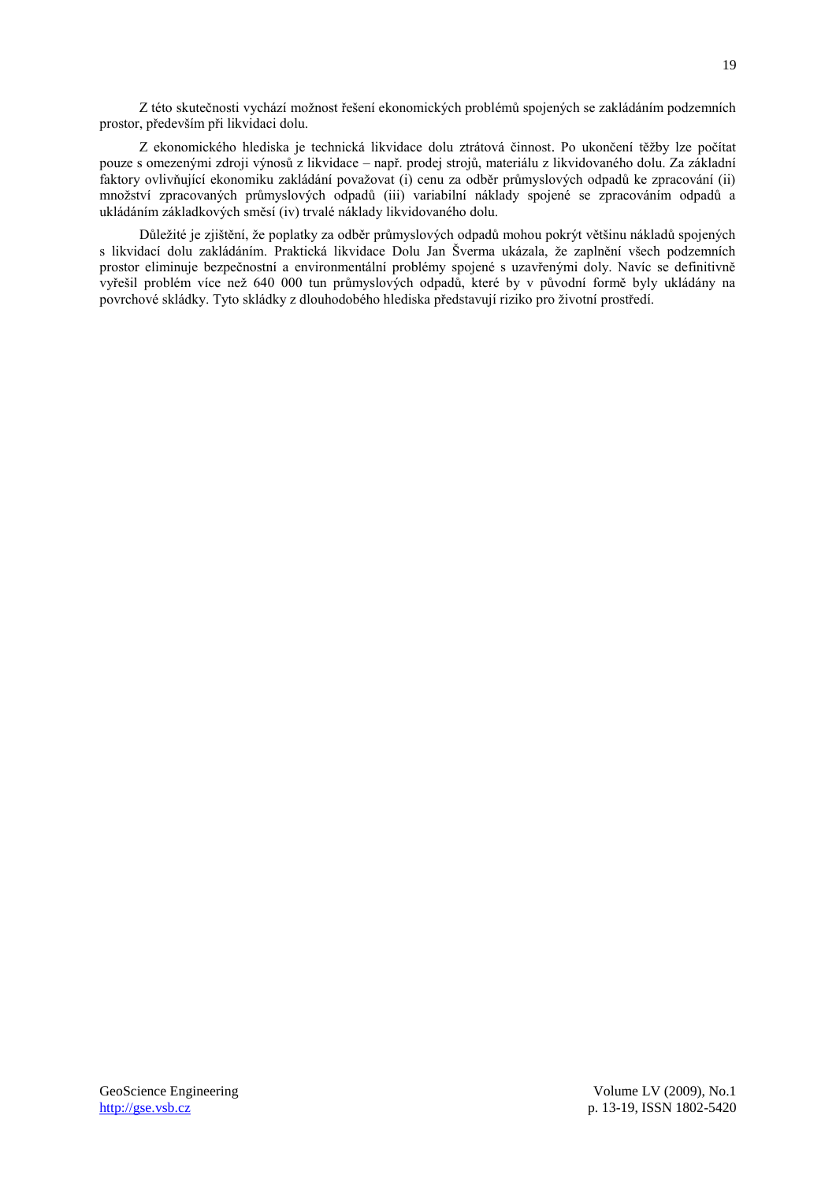Z této skutečnosti vychází možnost řešení ekonomických problémů spojených se zakládáním podzemních prostor, především při likvidaci dolu.

Z ekonomického hlediska je technická likvidace dolu ztrátová činnost. Po ukončení těžby lze počítat pouze s omezenými zdroji výnosů z likvidace – např. prodej strojů, materiálu z likvidovaného dolu. Za základní faktory ovlivňující ekonomiku zakládání považovat (i) cenu za odběr průmyslových odpadů ke zpracování (ii) množství zpracovaných průmyslových odpadů (iii) variabilní náklady spojené se zpracováním odpadů a ukládáním základkových směsí (iv) trvalé náklady likvidovaného dolu.

Důležité je zjištění, že poplatky za odběr průmyslových odpadů mohou pokrýt většinu nákladů spojených s likvidací dolu zakládáním. Praktická likvidace Dolu Jan Šverma ukázala, že zaplnění všech podzemních prostor eliminuje bezpečnostní a environmentální problémy spojené s uzavřenými doly. Navíc se definitivně vyřešil problém více než 640 000 tun průmyslových odpadů, které by v původní formě byly ukládány na povrchové skládky. Tyto skládky z dlouhodobého hlediska představují riziko pro životní prostředí.